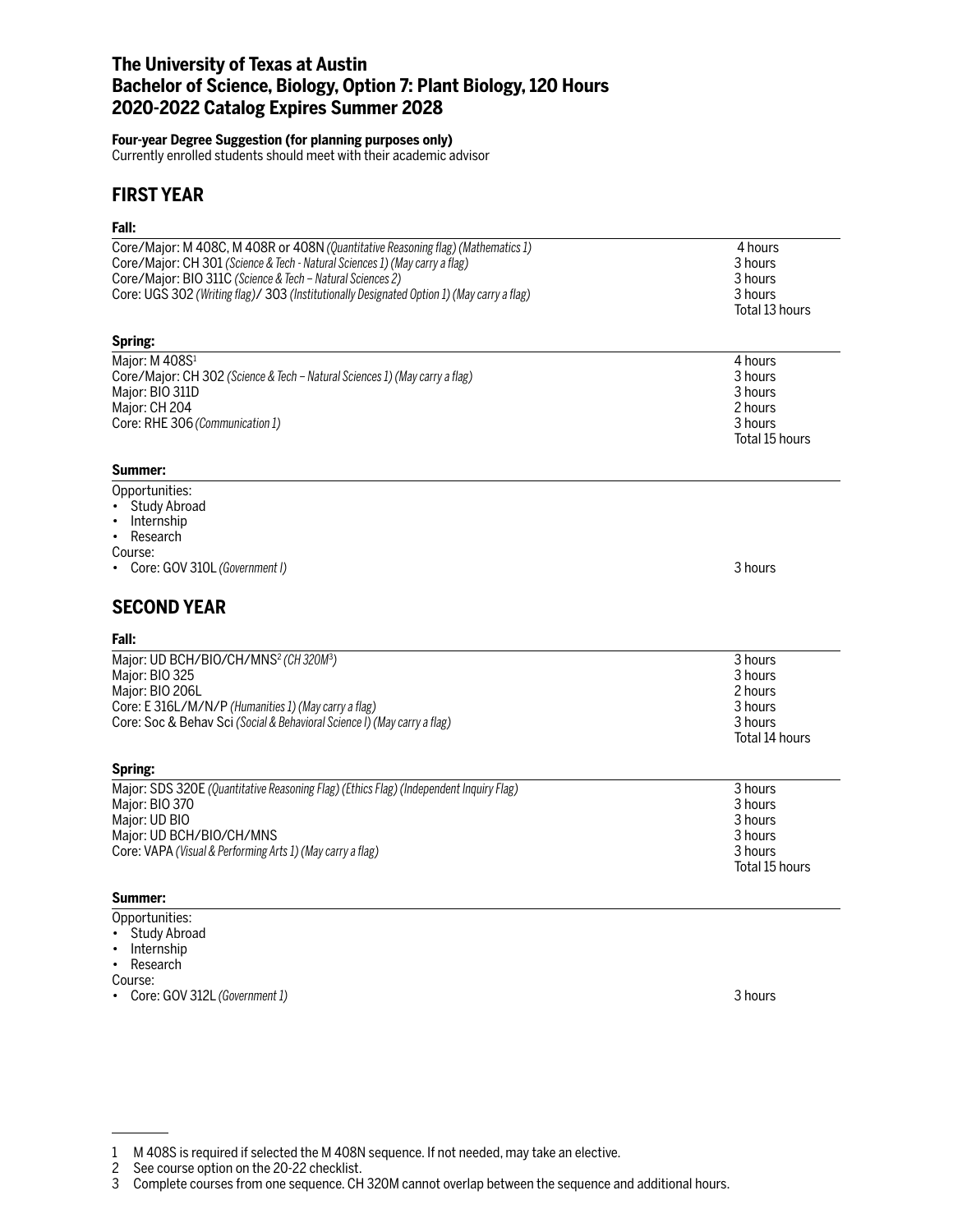# The University of Texas at Austin
# Bachelor of Science, Biology, Option 7: Plant Biology, 120 Hours
# 2020-2022 Catalog Expires Summer 2028

**Four-year Degree Suggestion (for planning purposes only)**
Currently enrolled students should meet with their academic advisor

## FIRST YEAR

### Fall:

| Course | Hours |
|---|---|
| Core/Major: M 408C, M 408R or 408N *(Quantitative Reasoning flag) (Mathematics 1)* | 4 hours |
| Core/Major: CH 301 *(Science & Tech - Natural Sciences 1) (May carry a flag)* | 3 hours |
| Core/Major: BIO 311C *(Science & Tech – Natural Sciences 2)* | 3 hours |
| Core: UGS 302 *(Writing flag)*/ 303 *(Institutionally Designated Option 1) (May carry a flag)* | 3 hours |
| | Total 13 hours |

### Spring:

| Course | Hours |
|---|---|
| Major: M 408S[1] | 4 hours |
| Core/Major: CH 302 *(Science & Tech – Natural Sciences 1) (May carry a flag)* | 3 hours |
| Major: BIO 311D | 3 hours |
| Major: CH 204 | 2 hours |
| Core: RHE 306 *(Communication 1)* | 3 hours |
| | Total 15 hours |

### Summer:

Opportunities:
- Study Abroad
- Internship
- Research

Course:
- Core: GOV 310L *(Government I)* — 3 hours

## SECOND YEAR

### Fall:

| Course | Hours |
|---|---|
| Major: UD BCH/BIO/CH/MNS[2] *(CH 320M[3])* | 3 hours |
| Major: BIO 325 | 3 hours |
| Major: BIO 206L | 2 hours |
| Core: E 316L/M/N/P *(Humanities 1) (May carry a flag)* | 3 hours |
| Core: Soc & Behav Sci *(Social & Behavioral Science I) (May carry a flag)* | 3 hours |
| | Total 14 hours |

### Spring:

| Course | Hours |
|---|---|
| Major: SDS 320E *(Quantitative Reasoning Flag) (Ethics Flag) (Independent Inquiry Flag)* | 3 hours |
| Major: BIO 370 | 3 hours |
| Major: UD BIO | 3 hours |
| Major: UD BCH/BIO/CH/MNS | 3 hours |
| Core: VAPA *(Visual & Performing Arts 1) (May carry a flag)* | 3 hours |
| | Total 15 hours |

### Summer:

Opportunities:
- Study Abroad
- Internship
- Research

Course:
- Core: GOV 312L *(Government 1)* — 3 hours

---

1 M 408S is required if selected the M 408N sequence. If not needed, may take an elective.
2 See course option on the 20-22 checklist.
3 Complete courses from one sequence. CH 320M cannot overlap between the sequence and additional hours.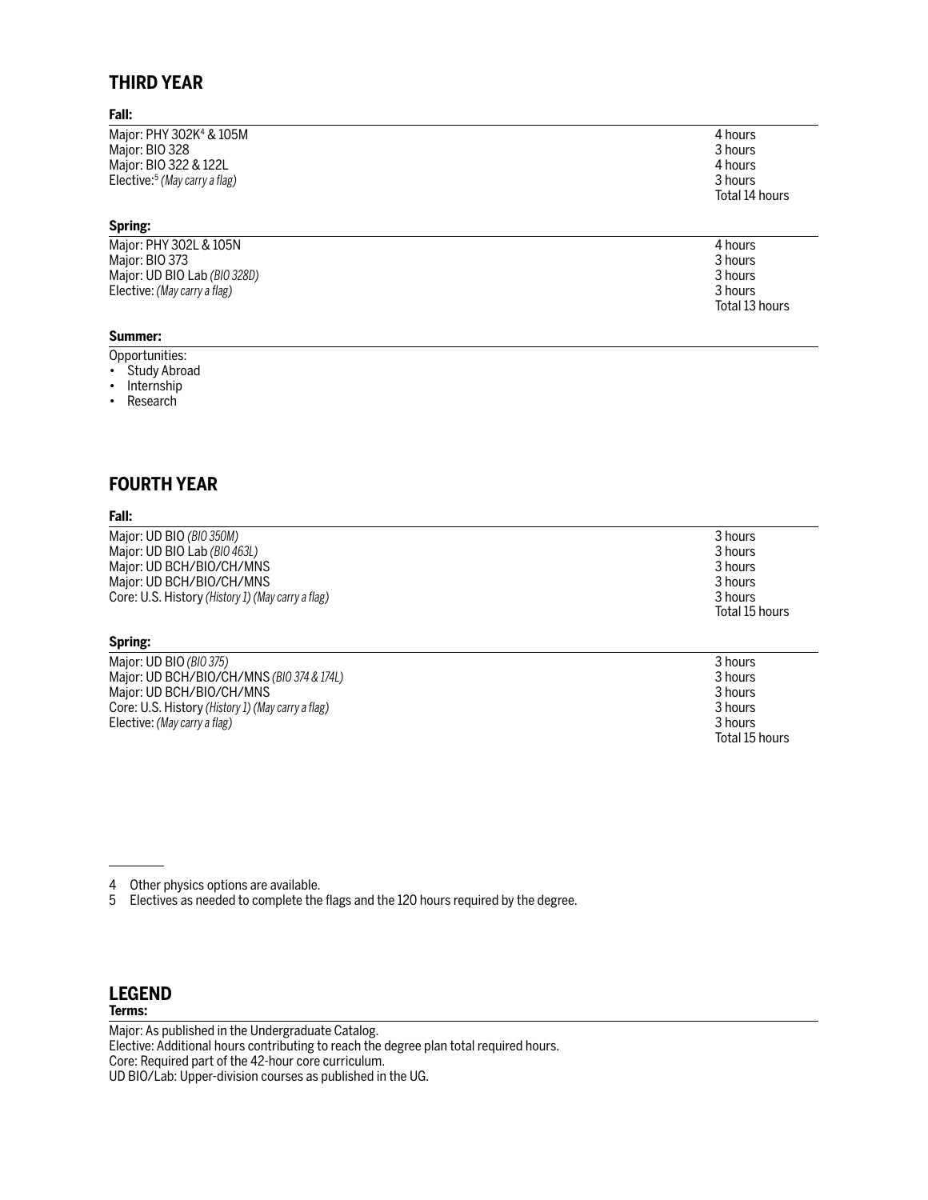## THIRD YEAR

**Fall:**

| | |
|---|---|
| Major: PHY 302K[4] & 105M | 4 hours |
| Major: BIO 328 | 3 hours |
| Major: BIO 322 & 122L | 4 hours |
| Elective:[5] *(May carry a flag)* | 3 hours |
| | Total 14 hours |

**Spring:**

| | |
|---|---|
| Major: PHY 302L & 105N | 4 hours |
| Major: BIO 373 | 3 hours |
| Major: UD BIO Lab *(BIO 328D)* | 3 hours |
| Elective: *(May carry a flag)* | 3 hours |
| | Total 13 hours |

**Summer:**

Opportunities:

- Study Abroad
- Internship
- Research

## FOURTH YEAR

**Fall:**

| | |
|---|---|
| Major: UD BIO *(BIO 350M)* | 3 hours |
| Major: UD BIO Lab *(BIO 463L)* | 3 hours |
| Major: UD BCH/BIO/CH/MNS | 3 hours |
| Major: UD BCH/BIO/CH/MNS | 3 hours |
| Core: U.S. History *(History 1) (May carry a flag)* | 3 hours |
| | Total 15 hours |

**Spring:**

| | |
|---|---|
| Major: UD BIO *(BIO 375)* | 3 hours |
| Major: UD BCH/BIO/CH/MNS *(BIO 374 & 174L)* | 3 hours |
| Major: UD BCH/BIO/CH/MNS | 3 hours |
| Core: U.S. History *(History 1) (May carry a flag)* | 3 hours |
| Elective: *(May carry a flag)* | 3 hours |
| | Total 15 hours |

4 Other physics options are available.

5 Electives as needed to complete the flags and the 120 hours required by the degree.

## LEGEND

**Terms:**

Major: As published in the Undergraduate Catalog.

Elective: Additional hours contributing to reach the degree plan total required hours.

Core: Required part of the 42-hour core curriculum.

UD BIO/Lab: Upper-division courses as published in the UG.